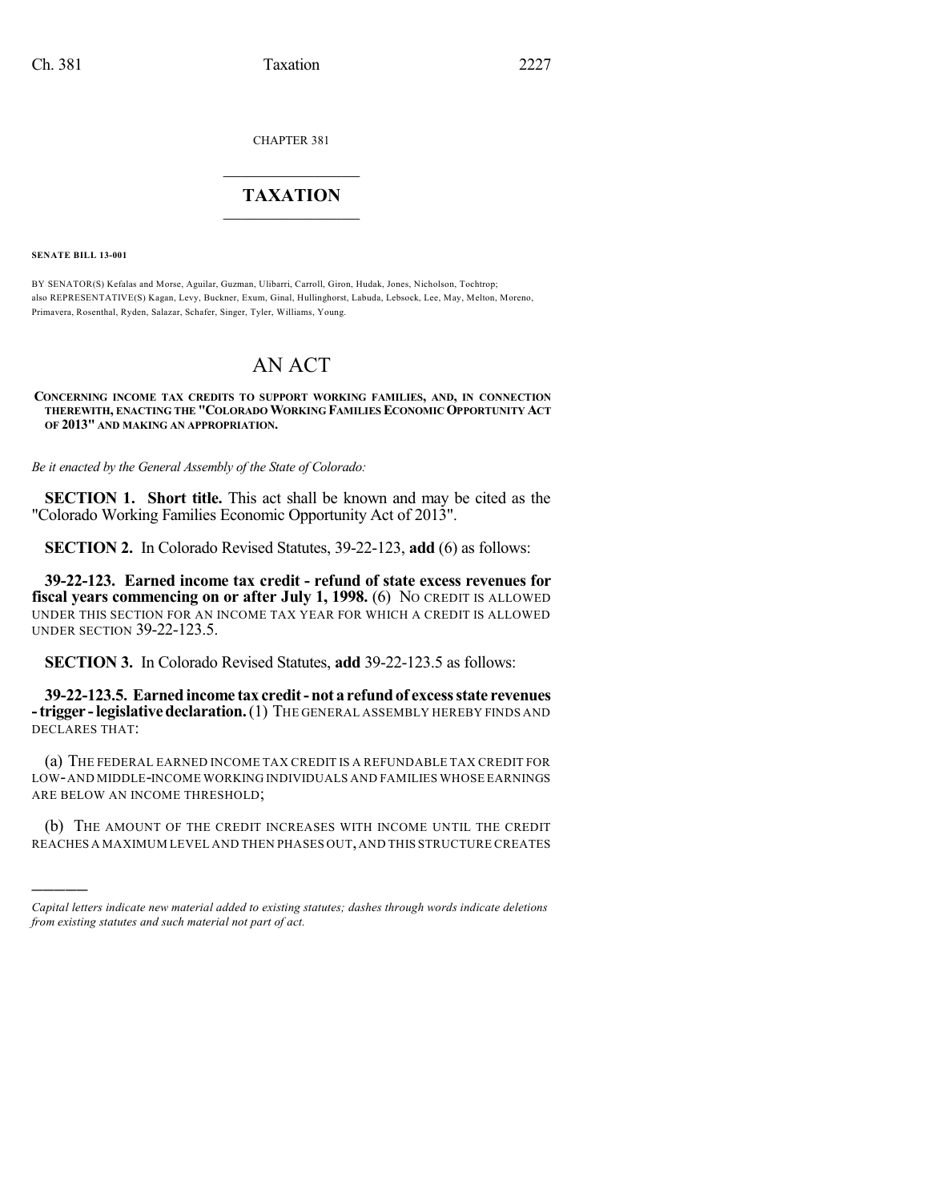CHAPTER 381

# TAXATION

**SENATE BILL 13-001**

BY SENATOR(S) Kefalas and Morse, Aguilar, Guzman, Ulibarri, Carroll, Giron, Hudak, Jones, Nicholson, Tochtrop;
also REPRESENTATIVE(S) Kagan, Levy, Buckner, Exum, Ginal, Hullinghorst, Labuda, Lebsock, Lee, May, Melton, Moreno, Primavera, Rosenthal, Ryden, Salazar, Schafer, Singer, Tyler, Williams, Young.

# AN ACT

**CONCERNING INCOME TAX CREDITS TO SUPPORT WORKING FAMILIES, AND, IN CONNECTION THEREWITH, ENACTING THE "COLORADO WORKING FAMILIES ECONOMIC OPPORTUNITY ACT OF 2013" AND MAKING AN APPROPRIATION.**

*Be it enacted by the General Assembly of the State of Colorado:*

**SECTION 1. Short title.** This act shall be known and may be cited as the "Colorado Working Families Economic Opportunity Act of 2013".

**SECTION 2.** In Colorado Revised Statutes, 39-22-123, **add** (6) as follows:

**39-22-123. Earned income tax credit - refund of state excess revenues for fiscal years commencing on or after July 1, 1998.** (6) NO CREDIT IS ALLOWED UNDER THIS SECTION FOR AN INCOME TAX YEAR FOR WHICH A CREDIT IS ALLOWED UNDER SECTION 39-22-123.5.

**SECTION 3.** In Colorado Revised Statutes, **add** 39-22-123.5 as follows:

**39-22-123.5. Earned income tax credit - not a refund of excess state revenues - trigger - legislative declaration.** (1) THE GENERAL ASSEMBLY HEREBY FINDS AND DECLARES THAT:

(a) THE FEDERAL EARNED INCOME TAX CREDIT IS A REFUNDABLE TAX CREDIT FOR LOW- AND MIDDLE-INCOME WORKING INDIVIDUALS AND FAMILIES WHOSE EARNINGS ARE BELOW AN INCOME THRESHOLD;

(b) THE AMOUNT OF THE CREDIT INCREASES WITH INCOME UNTIL THE CREDIT REACHES A MAXIMUM LEVEL AND THEN PHASES OUT, AND THIS STRUCTURE CREATES

---

*Capital letters indicate new material added to existing statutes; dashes through words indicate deletions from existing statutes and such material not part of act.*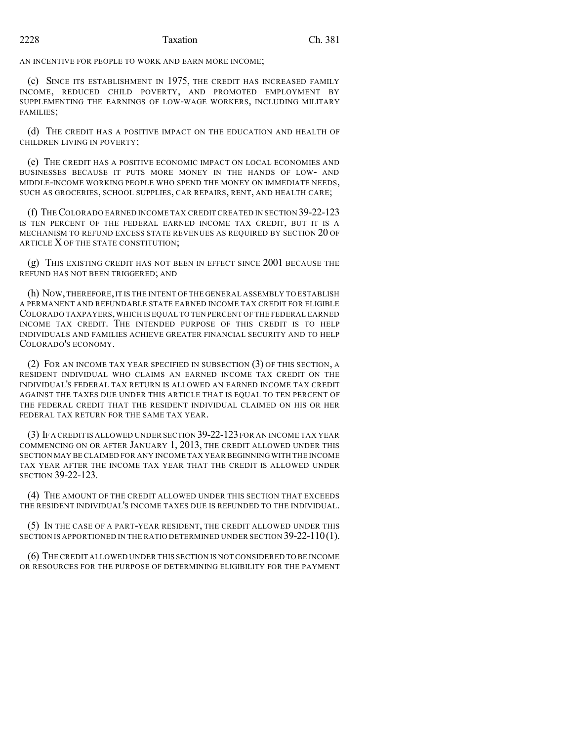AN INCENTIVE FOR PEOPLE TO WORK AND EARN MORE INCOME;

(c) SINCE ITS ESTABLISHMENT IN 1975, THE CREDIT HAS INCREASED FAMILY INCOME, REDUCED CHILD POVERTY, AND PROMOTED EMPLOYMENT BY SUPPLEMENTING THE EARNINGS OF LOW-WAGE WORKERS, INCLUDING MILITARY FAMILIES;

(d) THE CREDIT HAS A POSITIVE IMPACT ON THE EDUCATION AND HEALTH OF CHILDREN LIVING IN POVERTY;

(e) THE CREDIT HAS A POSITIVE ECONOMIC IMPACT ON LOCAL ECONOMIES AND BUSINESSES BECAUSE IT PUTS MORE MONEY IN THE HANDS OF LOW- AND MIDDLE-INCOME WORKING PEOPLE WHO SPEND THE MONEY ON IMMEDIATE NEEDS, SUCH AS GROCERIES, SCHOOL SUPPLIES, CAR REPAIRS, RENT, AND HEALTH CARE;

(f) THE COLORADO EARNED INCOME TAX CREDIT CREATED IN SECTION 39-22-123 IS TEN PERCENT OF THE FEDERAL EARNED INCOME TAX CREDIT, BUT IT IS A MECHANISM TO REFUND EXCESS STATE REVENUES AS REQUIRED BY SECTION 20 OF ARTICLE X OF THE STATE CONSTITUTION;

(g) THIS EXISTING CREDIT HAS NOT BEEN IN EFFECT SINCE 2001 BECAUSE THE REFUND HAS NOT BEEN TRIGGERED; AND

(h) NOW, THEREFORE, IT IS THE INTENT OF THE GENERAL ASSEMBLY TO ESTABLISH A PERMANENT AND REFUNDABLE STATE EARNED INCOME TAX CREDIT FOR ELIGIBLE COLORADO TAXPAYERS, WHICH IS EQUAL TO TEN PERCENT OF THE FEDERAL EARNED INCOME TAX CREDIT. THE INTENDED PURPOSE OF THIS CREDIT IS TO HELP INDIVIDUALS AND FAMILIES ACHIEVE GREATER FINANCIAL SECURITY AND TO HELP COLORADO'S ECONOMY.

(2) FOR AN INCOME TAX YEAR SPECIFIED IN SUBSECTION (3) OF THIS SECTION, A RESIDENT INDIVIDUAL WHO CLAIMS AN EARNED INCOME TAX CREDIT ON THE INDIVIDUAL'S FEDERAL TAX RETURN IS ALLOWED AN EARNED INCOME TAX CREDIT AGAINST THE TAXES DUE UNDER THIS ARTICLE THAT IS EQUAL TO TEN PERCENT OF THE FEDERAL CREDIT THAT THE RESIDENT INDIVIDUAL CLAIMED ON HIS OR HER FEDERAL TAX RETURN FOR THE SAME TAX YEAR.

(3) IF A CREDIT IS ALLOWED UNDER SECTION 39-22-123 FOR AN INCOME TAX YEAR COMMENCING ON OR AFTER JANUARY 1, 2013, THE CREDIT ALLOWED UNDER THIS SECTION MAY BE CLAIMED FOR ANY INCOME TAX YEAR BEGINNING WITH THE INCOME TAX YEAR AFTER THE INCOME TAX YEAR THAT THE CREDIT IS ALLOWED UNDER SECTION 39-22-123.

(4) THE AMOUNT OF THE CREDIT ALLOWED UNDER THIS SECTION THAT EXCEEDS THE RESIDENT INDIVIDUAL'S INCOME TAXES DUE IS REFUNDED TO THE INDIVIDUAL.

(5) IN THE CASE OF A PART-YEAR RESIDENT, THE CREDIT ALLOWED UNDER THIS SECTION IS APPORTIONED IN THE RATIO DETERMINED UNDER SECTION 39-22-110 (1).

(6) THE CREDIT ALLOWED UNDER THIS SECTION IS NOT CONSIDERED TO BE INCOME OR RESOURCES FOR THE PURPOSE OF DETERMINING ELIGIBILITY FOR THE PAYMENT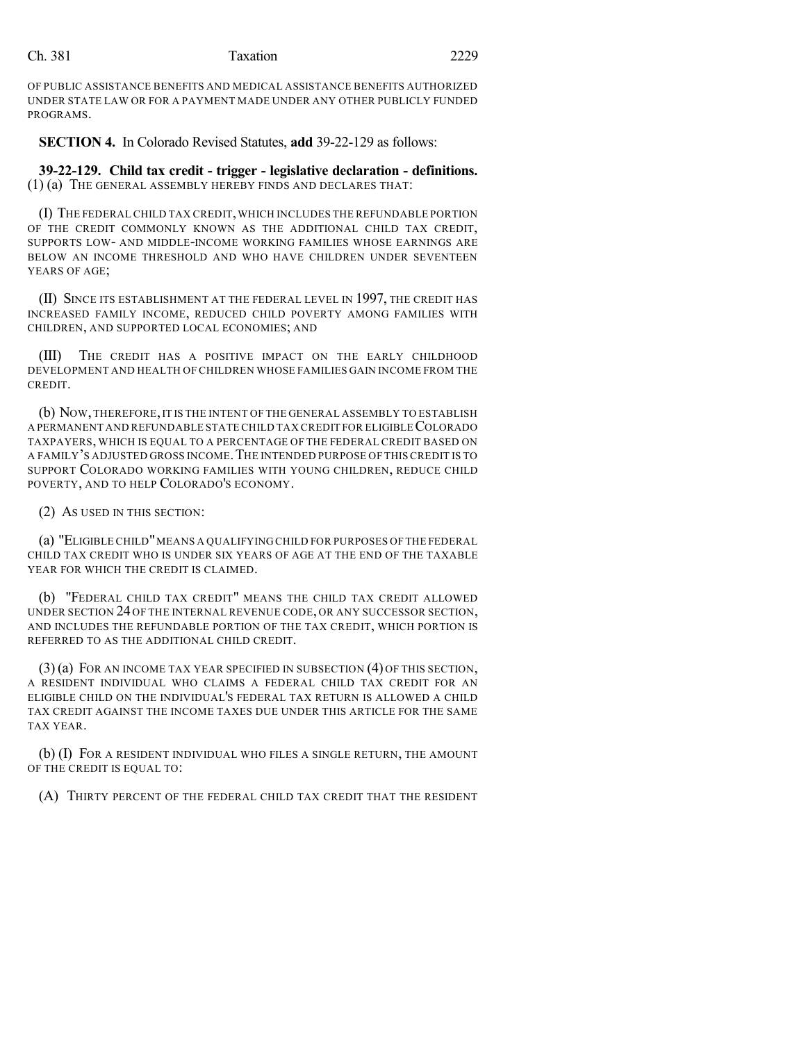OF PUBLIC ASSISTANCE BENEFITS AND MEDICAL ASSISTANCE BENEFITS AUTHORIZED UNDER STATE LAW OR FOR A PAYMENT MADE UNDER ANY OTHER PUBLICLY FUNDED PROGRAMS.

**SECTION 4.** In Colorado Revised Statutes, **add** 39-22-129 as follows:

**39-22-129. Child tax credit - trigger - legislative declaration - definitions.** (1) (a) THE GENERAL ASSEMBLY HEREBY FINDS AND DECLARES THAT:

(I) THE FEDERAL CHILD TAX CREDIT, WHICH INCLUDES THE REFUNDABLE PORTION OF THE CREDIT COMMONLY KNOWN AS THE ADDITIONAL CHILD TAX CREDIT, SUPPORTS LOW- AND MIDDLE-INCOME WORKING FAMILIES WHOSE EARNINGS ARE BELOW AN INCOME THRESHOLD AND WHO HAVE CHILDREN UNDER SEVENTEEN YEARS OF AGE;

(II) SINCE ITS ESTABLISHMENT AT THE FEDERAL LEVEL IN 1997, THE CREDIT HAS INCREASED FAMILY INCOME, REDUCED CHILD POVERTY AMONG FAMILIES WITH CHILDREN, AND SUPPORTED LOCAL ECONOMIES; AND

(III) THE CREDIT HAS A POSITIVE IMPACT ON THE EARLY CHILDHOOD DEVELOPMENT AND HEALTH OF CHILDREN WHOSE FAMILIES GAIN INCOME FROM THE CREDIT.

(b) NOW, THEREFORE, IT IS THE INTENT OF THE GENERAL ASSEMBLY TO ESTABLISH A PERMANENT AND REFUNDABLE STATE CHILD TAX CREDIT FOR ELIGIBLE COLORADO TAXPAYERS, WHICH IS EQUAL TO A PERCENTAGE OF THE FEDERAL CREDIT BASED ON A FAMILY'S ADJUSTED GROSS INCOME. THE INTENDED PURPOSE OF THIS CREDIT IS TO SUPPORT COLORADO WORKING FAMILIES WITH YOUNG CHILDREN, REDUCE CHILD POVERTY, AND TO HELP COLORADO'S ECONOMY.

(2) AS USED IN THIS SECTION:

(a) "ELIGIBLE CHILD" MEANS A QUALIFYING CHILD FOR PURPOSES OF THE FEDERAL CHILD TAX CREDIT WHO IS UNDER SIX YEARS OF AGE AT THE END OF THE TAXABLE YEAR FOR WHICH THE CREDIT IS CLAIMED.

(b) "FEDERAL CHILD TAX CREDIT" MEANS THE CHILD TAX CREDIT ALLOWED UNDER SECTION 24 OF THE INTERNAL REVENUE CODE, OR ANY SUCCESSOR SECTION, AND INCLUDES THE REFUNDABLE PORTION OF THE TAX CREDIT, WHICH PORTION IS REFERRED TO AS THE ADDITIONAL CHILD CREDIT.

(3) (a) FOR AN INCOME TAX YEAR SPECIFIED IN SUBSECTION (4) OF THIS SECTION, A RESIDENT INDIVIDUAL WHO CLAIMS A FEDERAL CHILD TAX CREDIT FOR AN ELIGIBLE CHILD ON THE INDIVIDUAL'S FEDERAL TAX RETURN IS ALLOWED A CHILD TAX CREDIT AGAINST THE INCOME TAXES DUE UNDER THIS ARTICLE FOR THE SAME TAX YEAR.

(b) (I) FOR A RESIDENT INDIVIDUAL WHO FILES A SINGLE RETURN, THE AMOUNT OF THE CREDIT IS EQUAL TO:

(A) THIRTY PERCENT OF THE FEDERAL CHILD TAX CREDIT THAT THE RESIDENT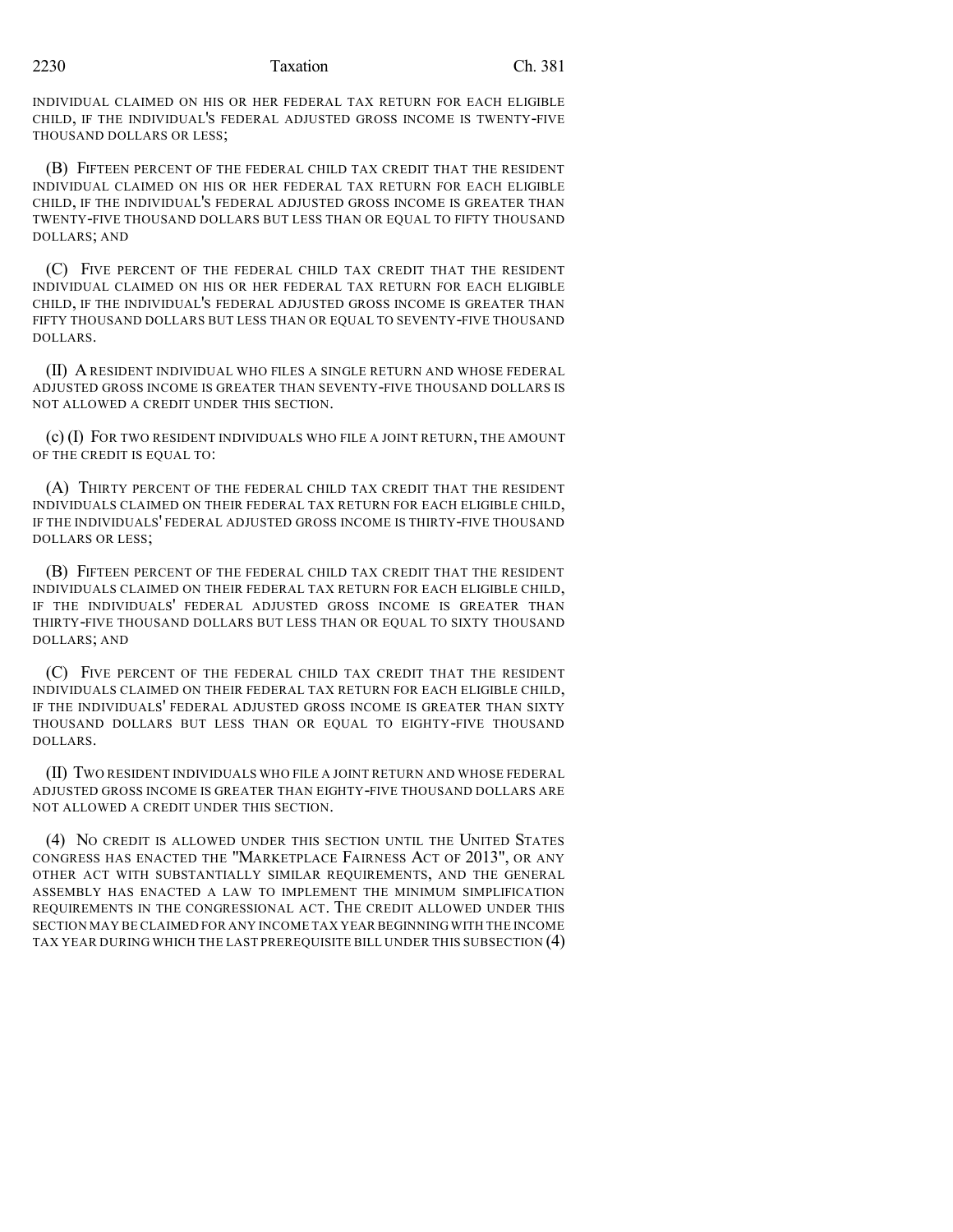INDIVIDUAL CLAIMED ON HIS OR HER FEDERAL TAX RETURN FOR EACH ELIGIBLE CHILD, IF THE INDIVIDUAL'S FEDERAL ADJUSTED GROSS INCOME IS TWENTY-FIVE THOUSAND DOLLARS OR LESS;

(B) FIFTEEN PERCENT OF THE FEDERAL CHILD TAX CREDIT THAT THE RESIDENT INDIVIDUAL CLAIMED ON HIS OR HER FEDERAL TAX RETURN FOR EACH ELIGIBLE CHILD, IF THE INDIVIDUAL'S FEDERAL ADJUSTED GROSS INCOME IS GREATER THAN TWENTY-FIVE THOUSAND DOLLARS BUT LESS THAN OR EQUAL TO FIFTY THOUSAND DOLLARS; AND

(C) FIVE PERCENT OF THE FEDERAL CHILD TAX CREDIT THAT THE RESIDENT INDIVIDUAL CLAIMED ON HIS OR HER FEDERAL TAX RETURN FOR EACH ELIGIBLE CHILD, IF THE INDIVIDUAL'S FEDERAL ADJUSTED GROSS INCOME IS GREATER THAN FIFTY THOUSAND DOLLARS BUT LESS THAN OR EQUAL TO SEVENTY-FIVE THOUSAND DOLLARS.

(II) A RESIDENT INDIVIDUAL WHO FILES A SINGLE RETURN AND WHOSE FEDERAL ADJUSTED GROSS INCOME IS GREATER THAN SEVENTY-FIVE THOUSAND DOLLARS IS NOT ALLOWED A CREDIT UNDER THIS SECTION.

(c) (I) FOR TWO RESIDENT INDIVIDUALS WHO FILE A JOINT RETURN, THE AMOUNT OF THE CREDIT IS EQUAL TO:

(A) THIRTY PERCENT OF THE FEDERAL CHILD TAX CREDIT THAT THE RESIDENT INDIVIDUALS CLAIMED ON THEIR FEDERAL TAX RETURN FOR EACH ELIGIBLE CHILD, IF THE INDIVIDUALS' FEDERAL ADJUSTED GROSS INCOME IS THIRTY-FIVE THOUSAND DOLLARS OR LESS;

(B) FIFTEEN PERCENT OF THE FEDERAL CHILD TAX CREDIT THAT THE RESIDENT INDIVIDUALS CLAIMED ON THEIR FEDERAL TAX RETURN FOR EACH ELIGIBLE CHILD, IF THE INDIVIDUALS' FEDERAL ADJUSTED GROSS INCOME IS GREATER THAN THIRTY-FIVE THOUSAND DOLLARS BUT LESS THAN OR EQUAL TO SIXTY THOUSAND DOLLARS; AND

(C) FIVE PERCENT OF THE FEDERAL CHILD TAX CREDIT THAT THE RESIDENT INDIVIDUALS CLAIMED ON THEIR FEDERAL TAX RETURN FOR EACH ELIGIBLE CHILD, IF THE INDIVIDUALS' FEDERAL ADJUSTED GROSS INCOME IS GREATER THAN SIXTY THOUSAND DOLLARS BUT LESS THAN OR EQUAL TO EIGHTY-FIVE THOUSAND DOLLARS.

(II) TWO RESIDENT INDIVIDUALS WHO FILE A JOINT RETURN AND WHOSE FEDERAL ADJUSTED GROSS INCOME IS GREATER THAN EIGHTY-FIVE THOUSAND DOLLARS ARE NOT ALLOWED A CREDIT UNDER THIS SECTION.

(4) NO CREDIT IS ALLOWED UNDER THIS SECTION UNTIL THE UNITED STATES CONGRESS HAS ENACTED THE "MARKETPLACE FAIRNESS ACT OF 2013", OR ANY OTHER ACT WITH SUBSTANTIALLY SIMILAR REQUIREMENTS, AND THE GENERAL ASSEMBLY HAS ENACTED A LAW TO IMPLEMENT THE MINIMUM SIMPLIFICATION REQUIREMENTS IN THE CONGRESSIONAL ACT. THE CREDIT ALLOWED UNDER THIS SECTION MAY BE CLAIMED FOR ANY INCOME TAX YEAR BEGINNING WITH THE INCOME TAX YEAR DURING WHICH THE LAST PREREQUISITE BILL UNDER THIS SUBSECTION (4)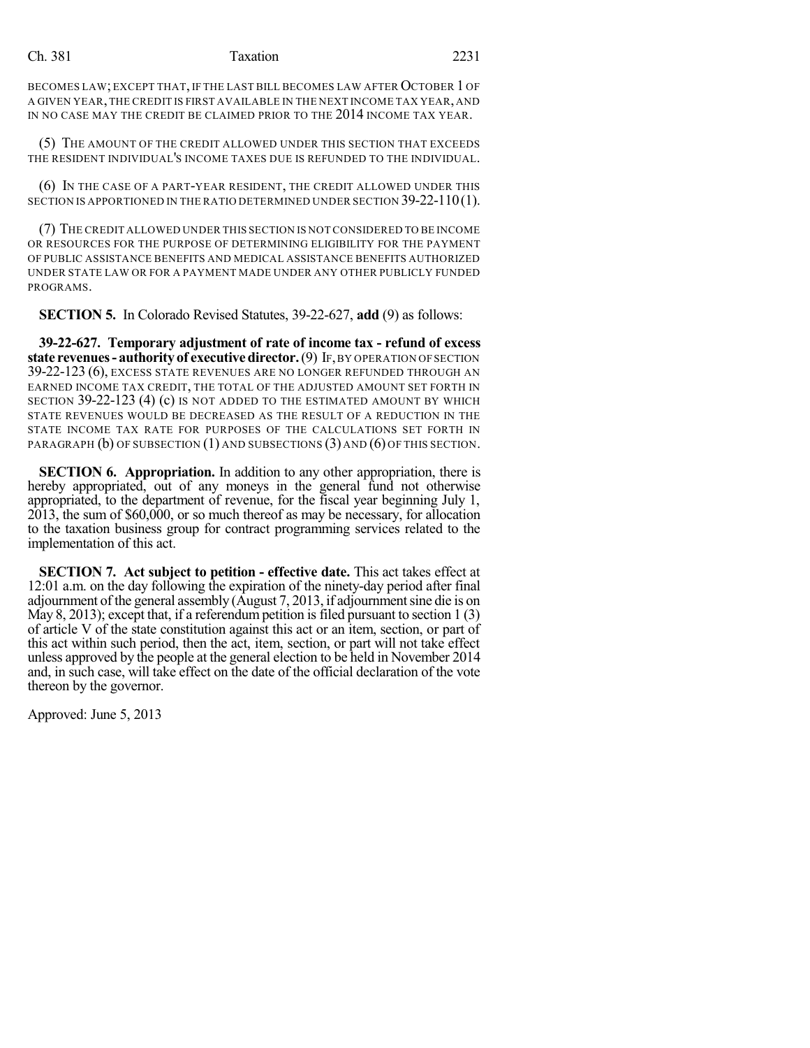BECOMES LAW; EXCEPT THAT, IF THE LAST BILL BECOMES LAW AFTER OCTOBER 1 OF A GIVEN YEAR, THE CREDIT IS FIRST AVAILABLE IN THE NEXT INCOME TAX YEAR, AND IN NO CASE MAY THE CREDIT BE CLAIMED PRIOR TO THE 2014 INCOME TAX YEAR.

(5) THE AMOUNT OF THE CREDIT ALLOWED UNDER THIS SECTION THAT EXCEEDS THE RESIDENT INDIVIDUAL'S INCOME TAXES DUE IS REFUNDED TO THE INDIVIDUAL.

(6) IN THE CASE OF A PART-YEAR RESIDENT, THE CREDIT ALLOWED UNDER THIS SECTION IS APPORTIONED IN THE RATIO DETERMINED UNDER SECTION 39-22-110 (1).

(7) THE CREDIT ALLOWED UNDER THIS SECTION IS NOT CONSIDERED TO BE INCOME OR RESOURCES FOR THE PURPOSE OF DETERMINING ELIGIBILITY FOR THE PAYMENT OF PUBLIC ASSISTANCE BENEFITS AND MEDICAL ASSISTANCE BENEFITS AUTHORIZED UNDER STATE LAW OR FOR A PAYMENT MADE UNDER ANY OTHER PUBLICLY FUNDED PROGRAMS.

**SECTION 5.** In Colorado Revised Statutes, 39-22-627, **add** (9) as follows:

**39-22-627. Temporary adjustment of rate of income tax - refund of excess state revenues - authority of executive director.** (9) IF, BY OPERATION OF SECTION 39-22-123 (6), EXCESS STATE REVENUES ARE NO LONGER REFUNDED THROUGH AN EARNED INCOME TAX CREDIT, THE TOTAL OF THE ADJUSTED AMOUNT SET FORTH IN SECTION 39-22-123 (4) (c) IS NOT ADDED TO THE ESTIMATED AMOUNT BY WHICH STATE REVENUES WOULD BE DECREASED AS THE RESULT OF A REDUCTION IN THE STATE INCOME TAX RATE FOR PURPOSES OF THE CALCULATIONS SET FORTH IN PARAGRAPH (b) OF SUBSECTION (1) AND SUBSECTIONS (3) AND (6) OF THIS SECTION.

**SECTION 6. Appropriation.** In addition to any other appropriation, there is hereby appropriated, out of any moneys in the general fund not otherwise appropriated, to the department of revenue, for the fiscal year beginning July 1, 2013, the sum of $60,000, or so much thereof as may be necessary, for allocation to the taxation business group for contract programming services related to the implementation of this act.

**SECTION 7. Act subject to petition - effective date.** This act takes effect at 12:01 a.m. on the day following the expiration of the ninety-day period after final adjournment of the general assembly (August 7, 2013, if adjournment sine die is on May 8, 2013); except that, if a referendum petition is filed pursuant to section 1 (3) of article V of the state constitution against this act or an item, section, or part of this act within such period, then the act, item, section, or part will not take effect unless approved by the people at the general election to be held in November 2014 and, in such case, will take effect on the date of the official declaration of the vote thereon by the governor.

Approved: June 5, 2013